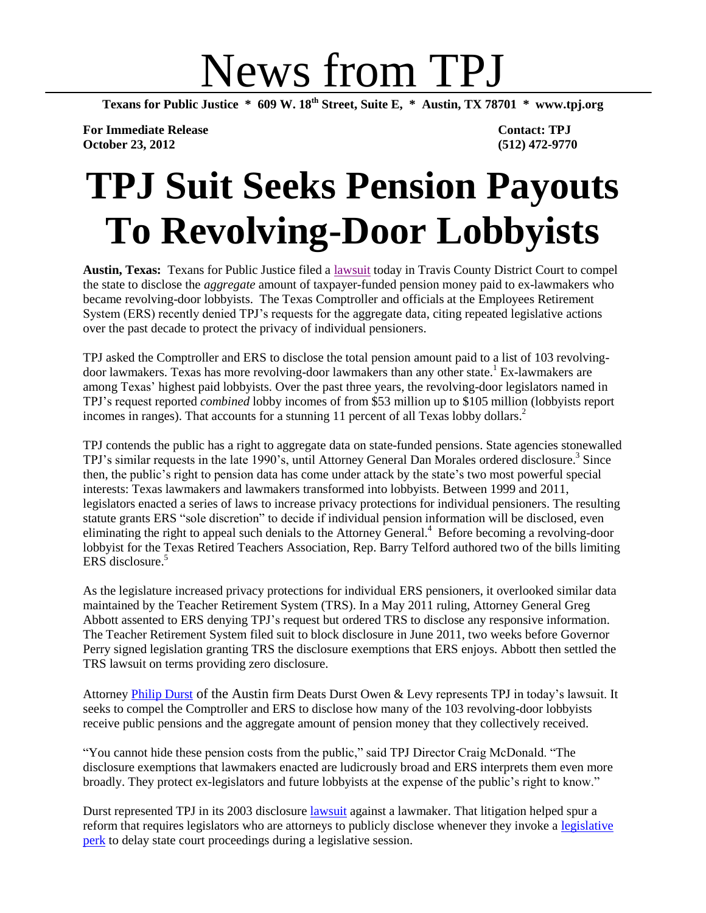# News from TPJ

**Texans for Public Justice * 609 W. 18th Street, Suite E, * Austin, TX 78701 * www.tpj.org**

**For Immediate Release**
**October 23, 2012**

**Contact: TPJ**
**(512) 472-9770**

# TPJ Suit Seeks Pension Payouts To Revolving-Door Lobbyists

**Austin, Texas:** Texans for Public Justice filed a lawsuit today in Travis County District Court to compel the state to disclose the *aggregate* amount of taxpayer-funded pension money paid to ex-lawmakers who became revolving-door lobbyists. The Texas Comptroller and officials at the Employees Retirement System (ERS) recently denied TPJ's requests for the aggregate data, citing repeated legislative actions over the past decade to protect the privacy of individual pensioners.

TPJ asked the Comptroller and ERS to disclose the total pension amount paid to a list of 103 revolving-door lawmakers. Texas has more revolving-door lawmakers than any other state.[1] Ex-lawmakers are among Texas' highest paid lobbyists. Over the past three years, the revolving-door legislators named in TPJ's request reported *combined* lobby incomes of from $53 million up to $105 million (lobbyists report incomes in ranges). That accounts for a stunning 11 percent of all Texas lobby dollars.[2]

TPJ contends the public has a right to aggregate data on state-funded pensions. State agencies stonewalled TPJ's similar requests in the late 1990's, until Attorney General Dan Morales ordered disclosure.[3] Since then, the public's right to pension data has come under attack by the state's two most powerful special interests: Texas lawmakers and lawmakers transformed into lobbyists. Between 1999 and 2011, legislators enacted a series of laws to increase privacy protections for individual pensioners. The resulting statute grants ERS "sole discretion" to decide if individual pension information will be disclosed, even eliminating the right to appeal such denials to the Attorney General.[4] Before becoming a revolving-door lobbyist for the Texas Retired Teachers Association, Rep. Barry Telford authored two of the bills limiting ERS disclosure.[5]

As the legislature increased privacy protections for individual ERS pensioners, it overlooked similar data maintained by the Teacher Retirement System (TRS). In a May 2011 ruling, Attorney General Greg Abbott assented to ERS denying TPJ's request but ordered TRS to disclose any responsive information. The Teacher Retirement System filed suit to block disclosure in June 2011, two weeks before Governor Perry signed legislation granting TRS the disclosure exemptions that ERS enjoys. Abbott then settled the TRS lawsuit on terms providing zero disclosure.

Attorney Philip Durst of the Austin firm Deats Durst Owen & Levy represents TPJ in today's lawsuit. It seeks to compel the Comptroller and ERS to disclose how many of the 103 revolving-door lobbyists receive public pensions and the aggregate amount of pension money that they collectively received.

"You cannot hide these pension costs from the public," said TPJ Director Craig McDonald. "The disclosure exemptions that lawmakers enacted are ludicrously broad and ERS interprets them even more broadly. They protect ex-legislators and future lobbyists at the expense of the public's right to know."

Durst represented TPJ in its 2003 disclosure lawsuit against a lawmaker. That litigation helped spur a reform that requires legislators who are attorneys to publicly disclose whenever they invoke a legislative perk to delay state court proceedings during a legislative session.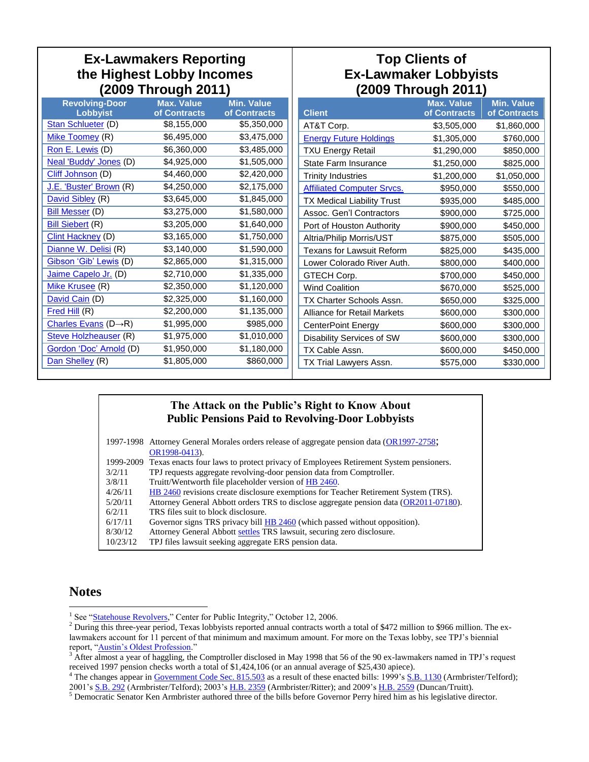## Ex-Lawmakers Reporting the Highest Lobby Incomes (2009 Through 2011)

| Revolving-Door Lobbyist | Max. Value of Contracts | Min. Value of Contracts |
|---|---|---|
| Stan Schlueter (D) | $8,155,000 | $5,350,000 |
| Mike Toomey (R) | $6,495,000 | $3,475,000 |
| Ron E. Lewis (D) | $6,360,000 | $3,485,000 |
| Neal 'Buddy' Jones (D) | $4,925,000 | $1,505,000 |
| Cliff Johnson (D) | $4,460,000 | $2,420,000 |
| J.E. 'Buster' Brown (R) | $4,250,000 | $2,175,000 |
| David Sibley (R) | $3,645,000 | $1,845,000 |
| Bill Messer (D) | $3,275,000 | $1,580,000 |
| Bill Siebert (R) | $3,205,000 | $1,640,000 |
| Clint Hackney (D) | $3,165,000 | $1,750,000 |
| Dianne W. Delisi (R) | $3,140,000 | $1,590,000 |
| Gibson 'Gib' Lewis (D) | $2,865,000 | $1,315,000 |
| Jaime Capelo Jr. (D) | $2,710,000 | $1,335,000 |
| Mike Krusee (R) | $2,350,000 | $1,120,000 |
| David Cain (D) | $2,325,000 | $1,160,000 |
| Fred Hill (R) | $2,200,000 | $1,135,000 |
| Charles Evans (D→R) | $1,995,000 | $985,000 |
| Steve Holzheauser (R) | $1,975,000 | $1,010,000 |
| Gordon 'Doc' Arnold (D) | $1,950,000 | $1,180,000 |
| Dan Shelley (R) | $1,805,000 | $860,000 |

## Top Clients of Ex-Lawmaker Lobbyists (2009 Through 2011)

| Client | Max. Value of Contracts | Min. Value of Contracts |
|---|---|---|
| AT&T Corp. | $3,505,000 | $1,860,000 |
| Energy Future Holdings | $1,305,000 | $760,000 |
| TXU Energy Retail | $1,290,000 | $850,000 |
| State Farm Insurance | $1,250,000 | $825,000 |
| Trinity Industries | $1,200,000 | $1,050,000 |
| Affiliated Computer Srvcs. | $950,000 | $550,000 |
| TX Medical Liability Trust | $935,000 | $485,000 |
| Assoc. Gen'l Contractors | $900,000 | $725,000 |
| Port of Houston Authority | $900,000 | $450,000 |
| Altria/Philip Morris/UST | $875,000 | $505,000 |
| Texans for Lawsuit Reform | $825,000 | $435,000 |
| Lower Colorado River Auth. | $800,000 | $400,000 |
| GTECH Corp. | $700,000 | $450,000 |
| Wind Coalition | $670,000 | $525,000 |
| TX Charter Schools Assn. | $650,000 | $325,000 |
| Alliance for Retail Markets | $600,000 | $300,000 |
| CenterPoint Energy | $600,000 | $300,000 |
| Disability Services of SW | $600,000 | $300,000 |
| TX Cable Assn. | $600,000 | $450,000 |
| TX Trial Lawyers Assn. | $575,000 | $330,000 |

## The Attack on the Public's Right to Know About Public Pensions Paid to Revolving-Door Lobbyists

| | |
|---|---|
| 1997-1998 | Attorney General Morales orders release of aggregate pension data (OR1997-2758; OR1998-0413). |
| 1999-2009 | Texas enacts four laws to protect privacy of Employees Retirement System pensioners. |
| 3/2/11 | TPJ requests aggregate revolving-door pension data from Comptroller. |
| 3/8/11 | Truitt/Wentworth file placeholder version of HB 2460. |
| 4/26/11 | HB 2460 revisions create disclosure exemptions for Teacher Retirement System (TRS). |
| 5/20/11 | Attorney General Abbott orders TRS to disclose aggregate pension data (OR2011-07180). |
| 6/2/11 | TRS files suit to block disclosure. |
| 6/17/11 | Governor signs TRS privacy bill HB 2460 (which passed without opposition). |
| 8/30/12 | Attorney General Abbott settles TRS lawsuit, securing zero disclosure. |
| 10/23/12 | TPJ files lawsuit seeking aggregate ERS pension data. |

## Notes

[1] See "Statehouse Revolvers," Center for Public Integrity," October 12, 2006.

[2] During this three-year period, Texas lobbyists reported annual contracts worth a total of $472 million to $966 million. The ex-lawmakers account for 11 percent of that minimum and maximum amount. For more on the Texas lobby, see TPJ's biennial report, "Austin's Oldest Profession."

[3] After almost a year of haggling, the Comptroller disclosed in May 1998 that 56 of the 90 ex-lawmakers named in TPJ's request received 1997 pension checks worth a total of $1,424,106 (or an annual average of $25,430 apiece).

[4] The changes appear in Government Code Sec. 815.503 as a result of these enacted bills: 1999's S.B. 1130 (Armbrister/Telford); 2001's S.B. 292 (Armbrister/Telford); 2003's H.B. 2359 (Armbrister/Ritter); and 2009's H.B. 2559 (Duncan/Truitt).

[5] Democratic Senator Ken Armbrister authored three of the bills before Governor Perry hired him as his legislative director.